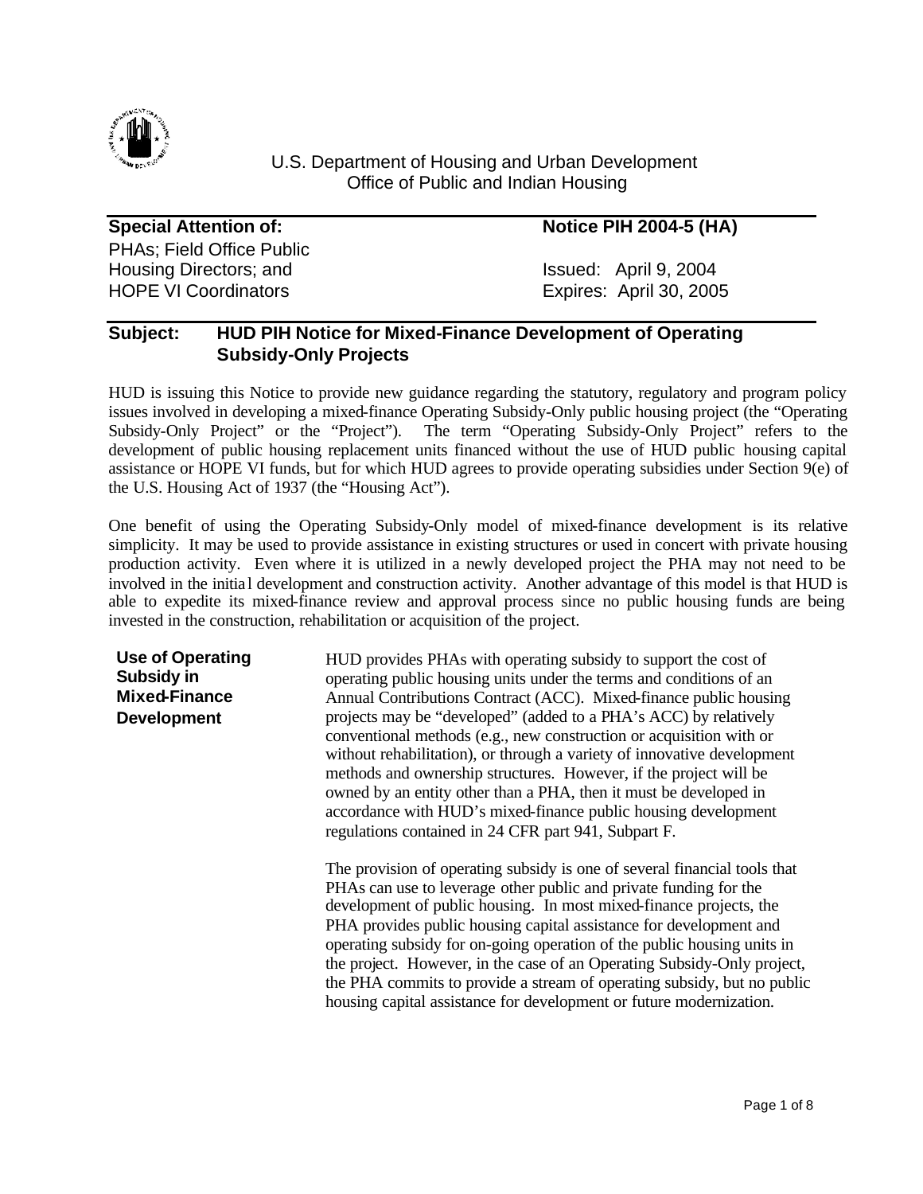U.S. Department of Housing and Urban Development
Office of Public and Indian Housing

| **Special Attention of:** | **Notice PIH 2004-5 (HA)** |
| --- | --- |
| PHAs; Field Office Public Housing Directors; and HOPE VI Coordinators | Issued: April 9, 2004<br>Expires: April 30, 2005 |

**Subject: HUD PIH Notice for Mixed-Finance Development of Operating Subsidy-Only Projects**

HUD is issuing this Notice to provide new guidance regarding the statutory, regulatory and program policy issues involved in developing a mixed-finance Operating Subsidy-Only public housing project (the "Operating Subsidy-Only Project" or the "Project"). The term "Operating Subsidy-Only Project" refers to the development of public housing replacement units financed without the use of HUD public housing capital assistance or HOPE VI funds, but for which HUD agrees to provide operating subsidies under Section 9(e) of the U.S. Housing Act of 1937 (the "Housing Act").

One benefit of using the Operating Subsidy-Only model of mixed-finance development is its relative simplicity. It may be used to provide assistance in existing structures or used in concert with private housing production activity. Even where it is utilized in a newly developed project the PHA may not need to be involved in the initial development and construction activity. Another advantage of this model is that HUD is able to expedite its mixed-finance review and approval process since no public housing funds are being invested in the construction, rehabilitation or acquisition of the project.

## Use of Operating Subsidy in Mixed-Finance Development

HUD provides PHAs with operating subsidy to support the cost of operating public housing units under the terms and conditions of an Annual Contributions Contract (ACC). Mixed-finance public housing projects may be "developed" (added to a PHA's ACC) by relatively conventional methods (e.g., new construction or acquisition with or without rehabilitation), or through a variety of innovative development methods and ownership structures. However, if the project will be owned by an entity other than a PHA, then it must be developed in accordance with HUD's mixed-finance public housing development regulations contained in 24 CFR part 941, Subpart F.

The provision of operating subsidy is one of several financial tools that PHAs can use to leverage other public and private funding for the development of public housing. In most mixed-finance projects, the PHA provides public housing capital assistance for development and operating subsidy for on-going operation of the public housing units in the project. However, in the case of an Operating Subsidy-Only project, the PHA commits to provide a stream of operating subsidy, but no public housing capital assistance for development or future modernization.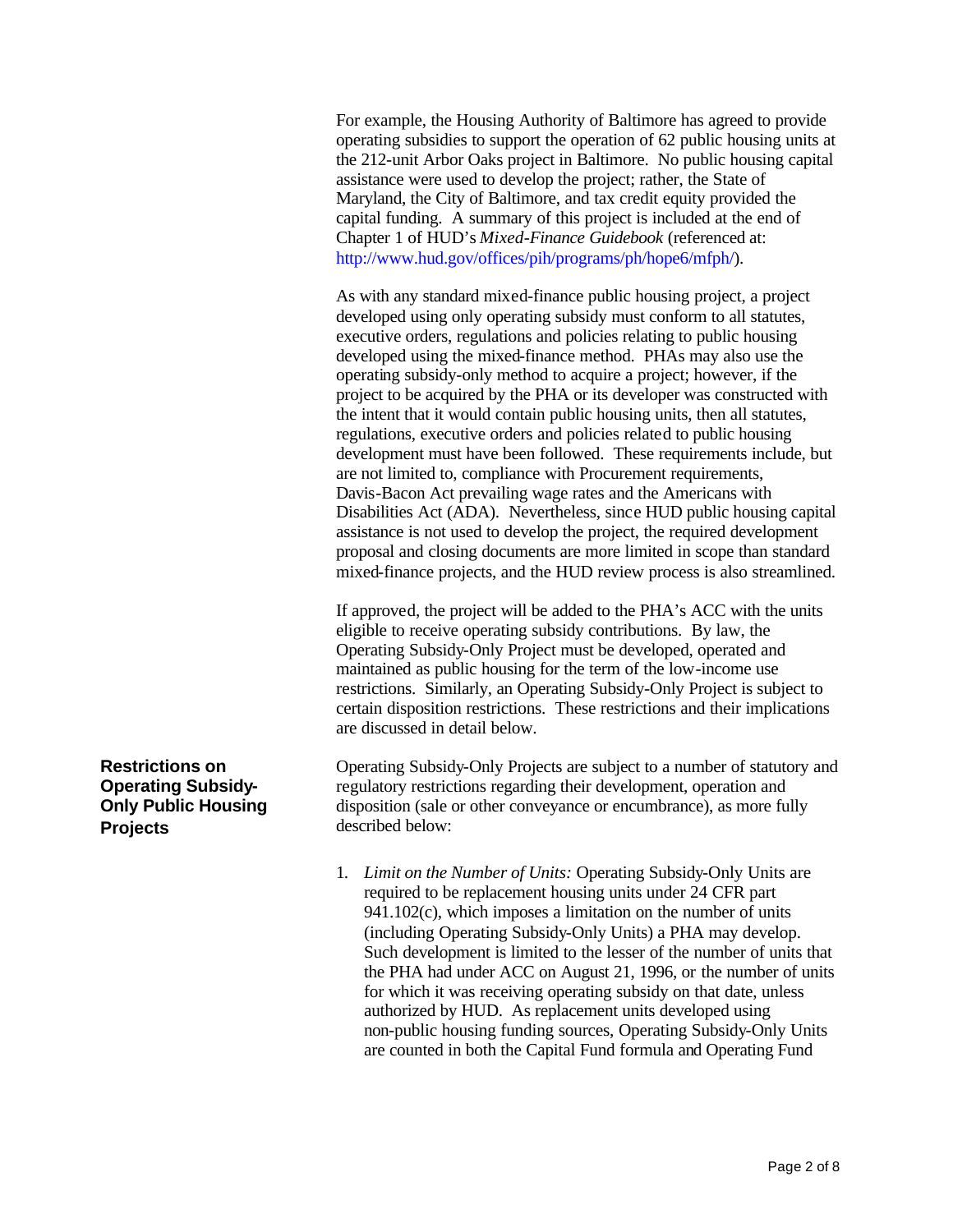For example, the Housing Authority of Baltimore has agreed to provide operating subsidies to support the operation of 62 public housing units at the 212-unit Arbor Oaks project in Baltimore. No public housing capital assistance were used to develop the project; rather, the State of Maryland, the City of Baltimore, and tax credit equity provided the capital funding. A summary of this project is included at the end of Chapter 1 of HUD's *Mixed-Finance Guidebook* (referenced at: http://www.hud.gov/offices/pih/programs/ph/hope6/mfph/).

As with any standard mixed-finance public housing project, a project developed using only operating subsidy must conform to all statutes, executive orders, regulations and policies relating to public housing developed using the mixed-finance method. PHAs may also use the operating subsidy-only method to acquire a project; however, if the project to be acquired by the PHA or its developer was constructed with the intent that it would contain public housing units, then all statutes, regulations, executive orders and policies related to public housing development must have been followed. These requirements include, but are not limited to, compliance with Procurement requirements, Davis-Bacon Act prevailing wage rates and the Americans with Disabilities Act (ADA). Nevertheless, since HUD public housing capital assistance is not used to develop the project, the required development proposal and closing documents are more limited in scope than standard mixed-finance projects, and the HUD review process is also streamlined.

If approved, the project will be added to the PHA's ACC with the units eligible to receive operating subsidy contributions. By law, the Operating Subsidy-Only Project must be developed, operated and maintained as public housing for the term of the low-income use restrictions. Similarly, an Operating Subsidy-Only Project is subject to certain disposition restrictions. These restrictions and their implications are discussed in detail below.

## Restrictions on Operating Subsidy-Only Public Housing Projects

Operating Subsidy-Only Projects are subject to a number of statutory and regulatory restrictions regarding their development, operation and disposition (sale or other conveyance or encumbrance), as more fully described below:

1. *Limit on the Number of Units:* Operating Subsidy-Only Units are required to be replacement housing units under 24 CFR part 941.102(c), which imposes a limitation on the number of units (including Operating Subsidy-Only Units) a PHA may develop. Such development is limited to the lesser of the number of units that the PHA had under ACC on August 21, 1996, or the number of units for which it was receiving operating subsidy on that date, unless authorized by HUD. As replacement units developed using non-public housing funding sources, Operating Subsidy-Only Units are counted in both the Capital Fund formula and Operating Fund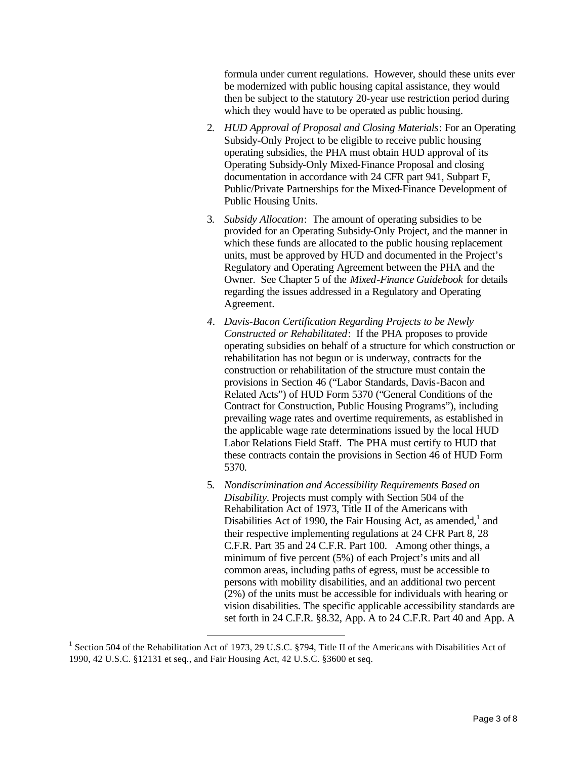formula under current regulations. However, should these units ever be modernized with public housing capital assistance, they would then be subject to the statutory 20-year use restriction period during which they would have to be operated as public housing.

2. *HUD Approval of Proposal and Closing Materials*: For an Operating Subsidy-Only Project to be eligible to receive public housing operating subsidies, the PHA must obtain HUD approval of its Operating Subsidy-Only Mixed-Finance Proposal and closing documentation in accordance with 24 CFR part 941, Subpart F, Public/Private Partnerships for the Mixed-Finance Development of Public Housing Units.

3. *Subsidy Allocation*: The amount of operating subsidies to be provided for an Operating Subsidy-Only Project, and the manner in which these funds are allocated to the public housing replacement units, must be approved by HUD and documented in the Project's Regulatory and Operating Agreement between the PHA and the Owner. See Chapter 5 of the *Mixed-Finance Guidebook* for details regarding the issues addressed in a Regulatory and Operating Agreement.

4. *Davis-Bacon Certification Regarding Projects to be Newly Constructed or Rehabilitated*: If the PHA proposes to provide operating subsidies on behalf of a structure for which construction or rehabilitation has not begun or is underway, contracts for the construction or rehabilitation of the structure must contain the provisions in Section 46 ("Labor Standards, Davis-Bacon and Related Acts") of HUD Form 5370 ("General Conditions of the Contract for Construction, Public Housing Programs"), including prevailing wage rates and overtime requirements, as established in the applicable wage rate determinations issued by the local HUD Labor Relations Field Staff. The PHA must certify to HUD that these contracts contain the provisions in Section 46 of HUD Form 5370.

5. *Nondiscrimination and Accessibility Requirements Based on Disability*. Projects must comply with Section 504 of the Rehabilitation Act of 1973, Title II of the Americans with Disabilities Act of 1990, the Fair Housing Act, as amended,[1] and their respective implementing regulations at 24 CFR Part 8, 28 C.F.R. Part 35 and 24 C.F.R. Part 100. Among other things, a minimum of five percent (5%) of each Project's units and all common areas, including paths of egress, must be accessible to persons with mobility disabilities, and an additional two percent (2%) of the units must be accessible for individuals with hearing or vision disabilities. The specific applicable accessibility standards are set forth in 24 C.F.R. §8.32, App. A to 24 C.F.R. Part 40 and App. A

---

[1] Section 504 of the Rehabilitation Act of 1973, 29 U.S.C. §794, Title II of the Americans with Disabilities Act of 1990, 42 U.S.C. §12131 et seq., and Fair Housing Act, 42 U.S.C. §3600 et seq.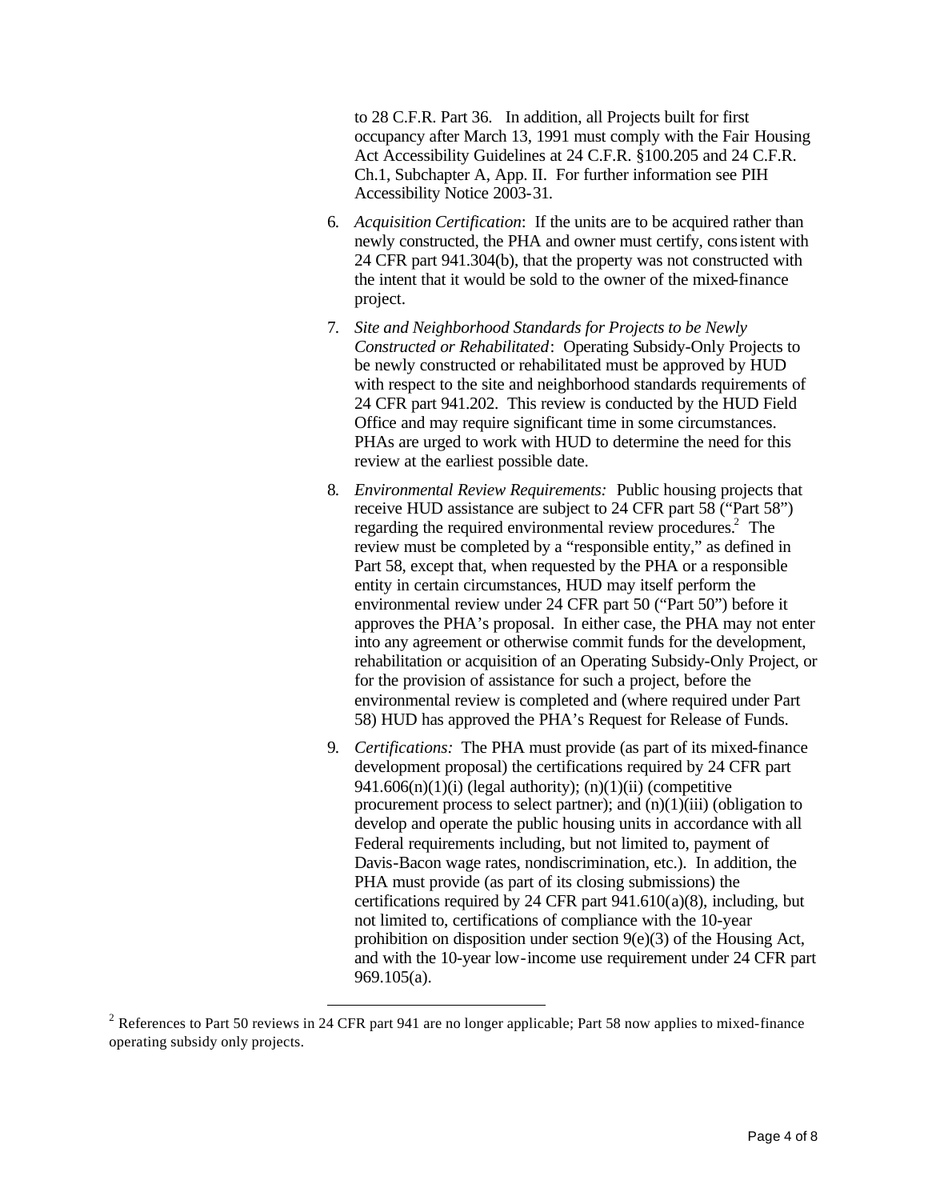to 28 C.F.R. Part 36. In addition, all Projects built for first occupancy after March 13, 1991 must comply with the Fair Housing Act Accessibility Guidelines at 24 C.F.R. §100.205 and 24 C.F.R. Ch.1, Subchapter A, App. II. For further information see PIH Accessibility Notice 2003-31.

6. *Acquisition Certification*: If the units are to be acquired rather than newly constructed, the PHA and owner must certify, consistent with 24 CFR part 941.304(b), that the property was not constructed with the intent that it would be sold to the owner of the mixed-finance project.

7. *Site and Neighborhood Standards for Projects to be Newly Constructed or Rehabilitated*: Operating Subsidy-Only Projects to be newly constructed or rehabilitated must be approved by HUD with respect to the site and neighborhood standards requirements of 24 CFR part 941.202. This review is conducted by the HUD Field Office and may require significant time in some circumstances. PHAs are urged to work with HUD to determine the need for this review at the earliest possible date.

8. *Environmental Review Requirements:* Public housing projects that receive HUD assistance are subject to 24 CFR part 58 ("Part 58") regarding the required environmental review procedures.[2] The review must be completed by a "responsible entity," as defined in Part 58, except that, when requested by the PHA or a responsible entity in certain circumstances, HUD may itself perform the environmental review under 24 CFR part 50 ("Part 50") before it approves the PHA's proposal. In either case, the PHA may not enter into any agreement or otherwise commit funds for the development, rehabilitation or acquisition of an Operating Subsidy-Only Project, or for the provision of assistance for such a project, before the environmental review is completed and (where required under Part 58) HUD has approved the PHA's Request for Release of Funds.

9. *Certifications:* The PHA must provide (as part of its mixed-finance development proposal) the certifications required by 24 CFR part 941.606(n)(1)(i) (legal authority); (n)(1)(ii) (competitive procurement process to select partner); and (n)(1)(iii) (obligation to develop and operate the public housing units in accordance with all Federal requirements including, but not limited to, payment of Davis-Bacon wage rates, nondiscrimination, etc.). In addition, the PHA must provide (as part of its closing submissions) the certifications required by 24 CFR part 941.610(a)(8), including, but not limited to, certifications of compliance with the 10-year prohibition on disposition under section 9(e)(3) of the Housing Act, and with the 10-year low-income use requirement under 24 CFR part 969.105(a).

[2] References to Part 50 reviews in 24 CFR part 941 are no longer applicable; Part 58 now applies to mixed-finance operating subsidy only projects.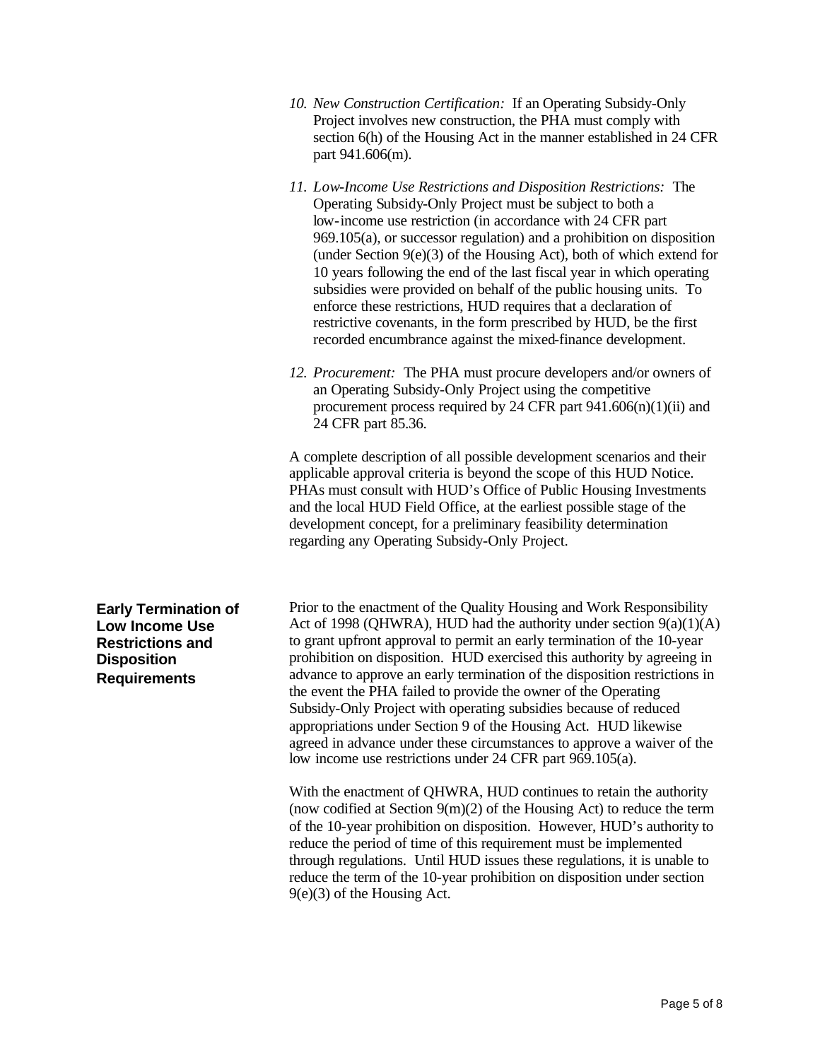10. *New Construction Certification:* If an Operating Subsidy-Only Project involves new construction, the PHA must comply with section 6(h) of the Housing Act in the manner established in 24 CFR part 941.606(m).

11. *Low-Income Use Restrictions and Disposition Restrictions:* The Operating Subsidy-Only Project must be subject to both a low-income use restriction (in accordance with 24 CFR part 969.105(a), or successor regulation) and a prohibition on disposition (under Section 9(e)(3) of the Housing Act), both of which extend for 10 years following the end of the last fiscal year in which operating subsidies were provided on behalf of the public housing units. To enforce these restrictions, HUD requires that a declaration of restrictive covenants, in the form prescribed by HUD, be the first recorded encumbrance against the mixed-finance development.

12. *Procurement:* The PHA must procure developers and/or owners of an Operating Subsidy-Only Project using the competitive procurement process required by 24 CFR part 941.606(n)(1)(ii) and 24 CFR part 85.36.

A complete description of all possible development scenarios and their applicable approval criteria is beyond the scope of this HUD Notice. PHAs must consult with HUD's Office of Public Housing Investments and the local HUD Field Office, at the earliest possible stage of the development concept, for a preliminary feasibility determination regarding any Operating Subsidy-Only Project.

## Early Termination of Low Income Use Restrictions and Disposition Requirements

Prior to the enactment of the Quality Housing and Work Responsibility Act of 1998 (QHWRA), HUD had the authority under section 9(a)(1)(A) to grant upfront approval to permit an early termination of the 10-year prohibition on disposition. HUD exercised this authority by agreeing in advance to approve an early termination of the disposition restrictions in the event the PHA failed to provide the owner of the Operating Subsidy-Only Project with operating subsidies because of reduced appropriations under Section 9 of the Housing Act. HUD likewise agreed in advance under these circumstances to approve a waiver of the low income use restrictions under 24 CFR part 969.105(a).

With the enactment of QHWRA, HUD continues to retain the authority (now codified at Section 9(m)(2) of the Housing Act) to reduce the term of the 10-year prohibition on disposition. However, HUD's authority to reduce the period of time of this requirement must be implemented through regulations. Until HUD issues these regulations, it is unable to reduce the term of the 10-year prohibition on disposition under section 9(e)(3) of the Housing Act.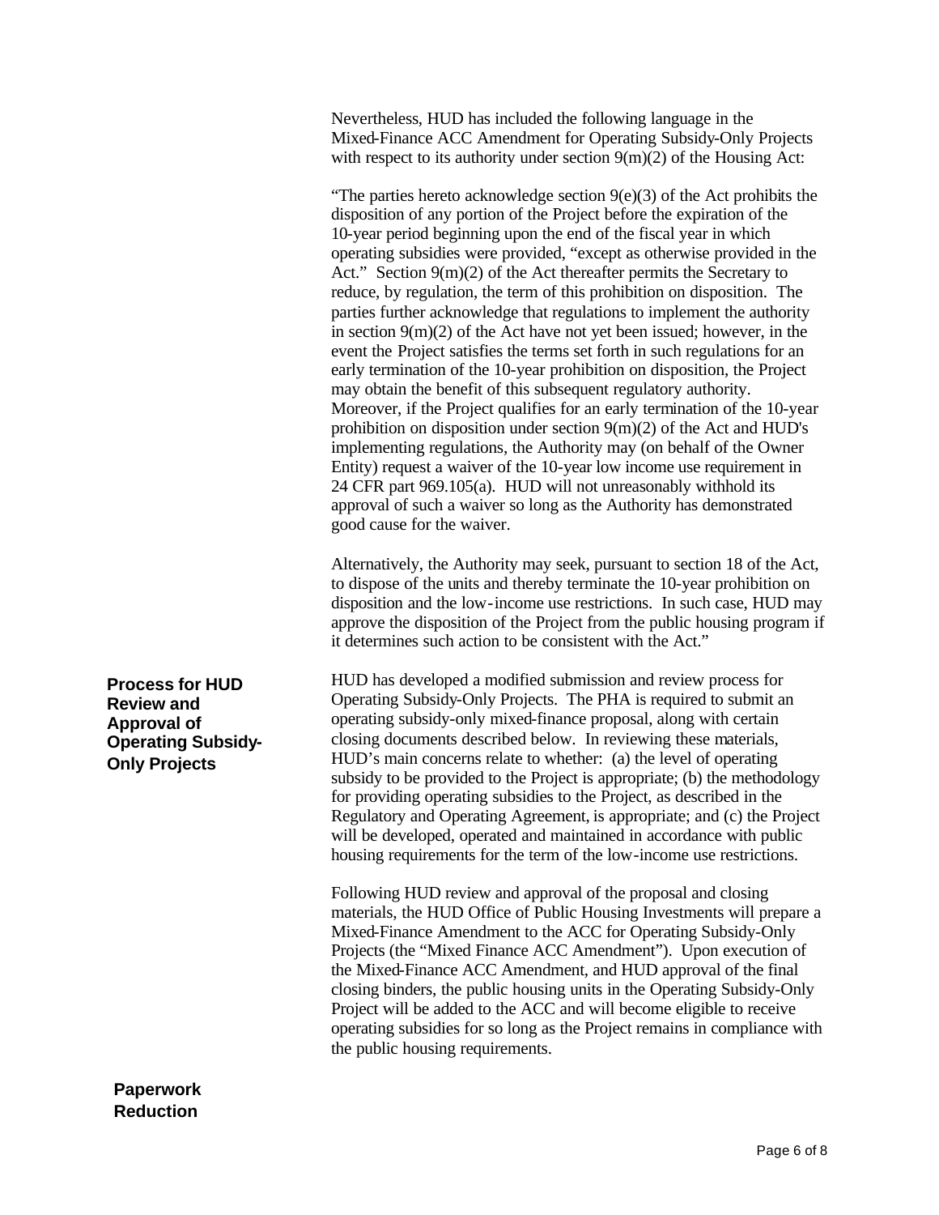Nevertheless, HUD has included the following language in the Mixed-Finance ACC Amendment for Operating Subsidy-Only Projects with respect to its authority under section 9(m)(2) of the Housing Act:

"The parties hereto acknowledge section 9(e)(3) of the Act prohibits the disposition of any portion of the Project before the expiration of the 10-year period beginning upon the end of the fiscal year in which operating subsidies were provided, "except as otherwise provided in the Act." Section 9(m)(2) of the Act thereafter permits the Secretary to reduce, by regulation, the term of this prohibition on disposition. The parties further acknowledge that regulations to implement the authority in section 9(m)(2) of the Act have not yet been issued; however, in the event the Project satisfies the terms set forth in such regulations for an early termination of the 10-year prohibition on disposition, the Project may obtain the benefit of this subsequent regulatory authority. Moreover, if the Project qualifies for an early termination of the 10-year prohibition on disposition under section 9(m)(2) of the Act and HUD's implementing regulations, the Authority may (on behalf of the Owner Entity) request a waiver of the 10-year low income use requirement in 24 CFR part 969.105(a). HUD will not unreasonably withhold its approval of such a waiver so long as the Authority has demonstrated good cause for the waiver.

Alternatively, the Authority may seek, pursuant to section 18 of the Act, to dispose of the units and thereby terminate the 10-year prohibition on disposition and the low-income use restrictions. In such case, HUD may approve the disposition of the Project from the public housing program if it determines such action to be consistent with the Act."

## Process for HUD Review and Approval of Operating Subsidy-Only Projects

HUD has developed a modified submission and review process for Operating Subsidy-Only Projects. The PHA is required to submit an operating subsidy-only mixed-finance proposal, along with certain closing documents described below. In reviewing these materials, HUD's main concerns relate to whether: (a) the level of operating subsidy to be provided to the Project is appropriate; (b) the methodology for providing operating subsidies to the Project, as described in the Regulatory and Operating Agreement, is appropriate; and (c) the Project will be developed, operated and maintained in accordance with public housing requirements for the term of the low-income use restrictions.

Following HUD review and approval of the proposal and closing materials, the HUD Office of Public Housing Investments will prepare a Mixed-Finance Amendment to the ACC for Operating Subsidy-Only Projects (the "Mixed Finance ACC Amendment"). Upon execution of the Mixed-Finance ACC Amendment, and HUD approval of the final closing binders, the public housing units in the Operating Subsidy-Only Project will be added to the ACC and will become eligible to receive operating subsidies for so long as the Project remains in compliance with the public housing requirements.

## Paperwork Reduction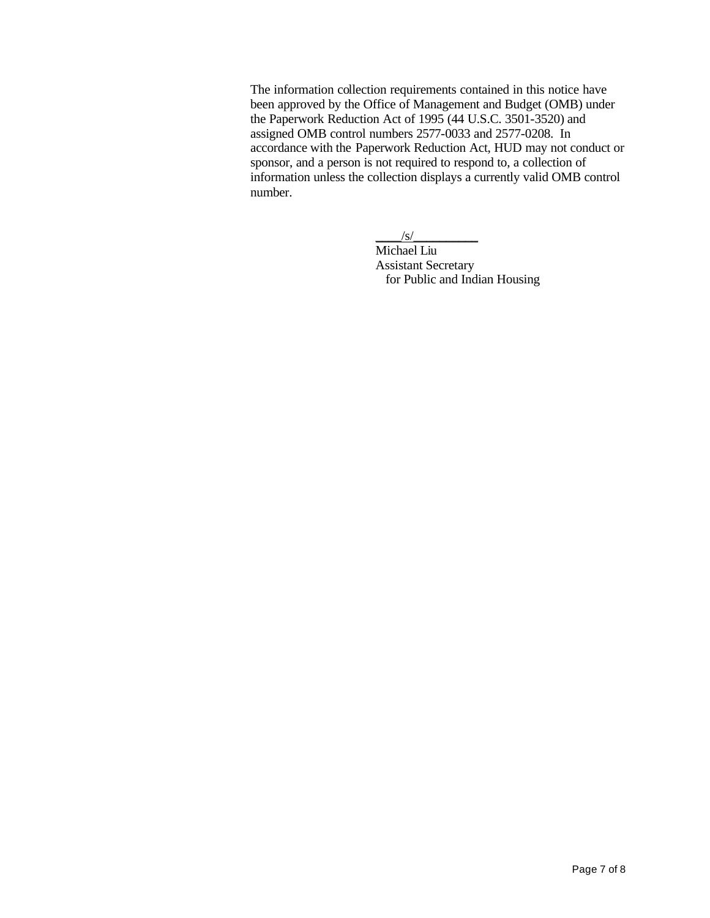The information collection requirements contained in this notice have been approved by the Office of Management and Budget (OMB) under the Paperwork Reduction Act of 1995 (44 U.S.C. 3501-3520) and assigned OMB control numbers 2577-0033 and 2577-0208. In accordance with the Paperwork Reduction Act, HUD may not conduct or sponsor, and a person is not required to respond to, a collection of information unless the collection displays a currently valid OMB control number.

____/s/__________
Michael Liu
Assistant Secretary
for Public and Indian Housing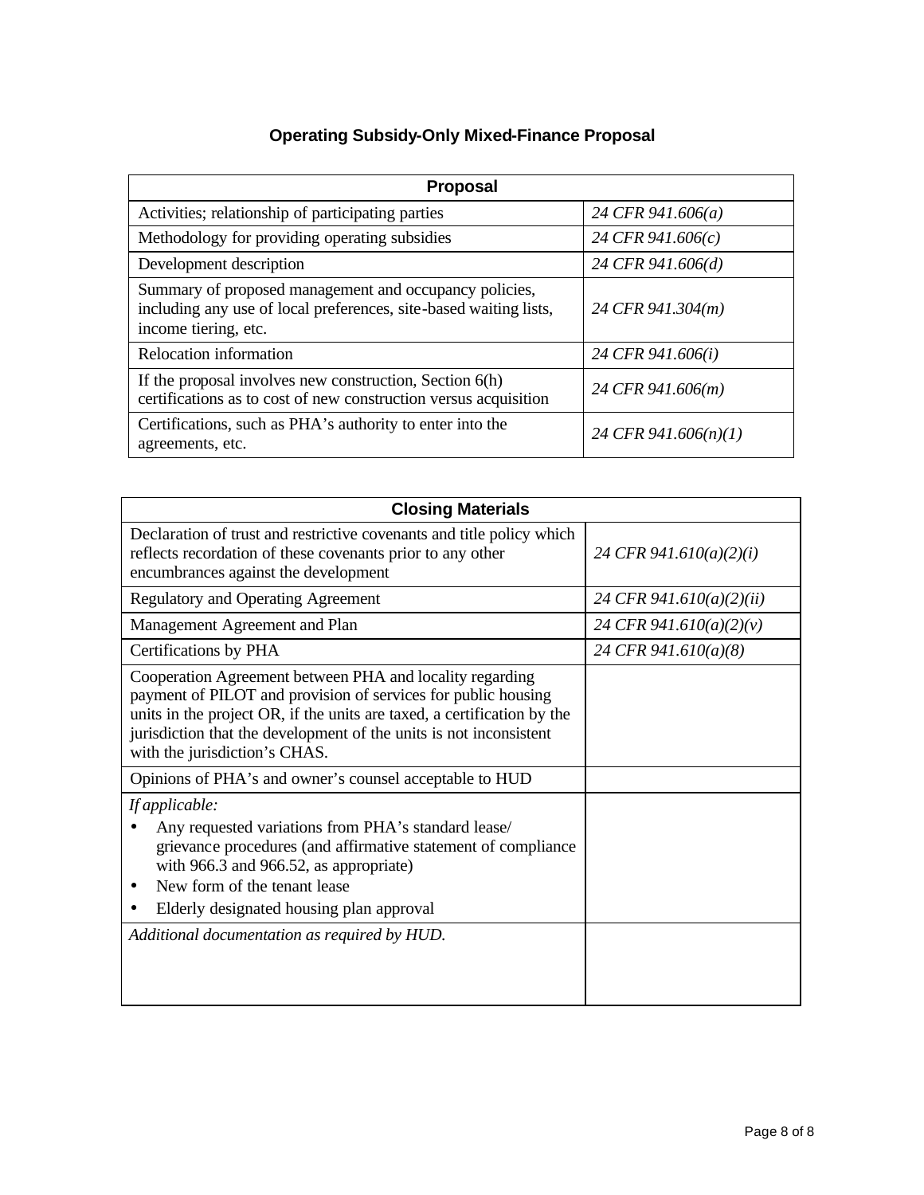## Operating Subsidy-Only Mixed-Finance Proposal

| Proposal | |
|---|---|
| Activities; relationship of participating parties | *24 CFR 941.606(a)* |
| Methodology for providing operating subsidies | *24 CFR 941.606(c)* |
| Development description | *24 CFR 941.606(d)* |
| Summary of proposed management and occupancy policies, including any use of local preferences, site-based waiting lists, income tiering, etc. | *24 CFR 941.304(m)* |
| Relocation information | *24 CFR 941.606(i)* |
| If the proposal involves new construction, Section 6(h) certifications as to cost of new construction versus acquisition | *24 CFR 941.606(m)* |
| Certifications, such as PHA's authority to enter into the agreements, etc. | *24 CFR 941.606(n)(1)* |

| Closing Materials | |
|---|---|
| Declaration of trust and restrictive covenants and title policy which reflects recordation of these covenants prior to any other encumbrances against the development | *24 CFR 941.610(a)(2)(i)* |
| Regulatory and Operating Agreement | *24 CFR 941.610(a)(2)(ii)* |
| Management Agreement and Plan | *24 CFR 941.610(a)(2)(v)* |
| Certifications by PHA | *24 CFR 941.610(a)(8)* |
| Cooperation Agreement between PHA and locality regarding payment of PILOT and provision of services for public housing units in the project OR, if the units are taxed, a certification by the jurisdiction that the development of the units is not inconsistent with the jurisdiction's CHAS. | |
| Opinions of PHA's and owner's counsel acceptable to HUD | |
| *If applicable:* <br>• Any requested variations from PHA's standard lease/ grievance procedures (and affirmative statement of compliance with 966.3 and 966.52, as appropriate) <br>• New form of the tenant lease <br>• Elderly designated housing plan approval | |
| *Additional documentation as required by HUD.* | |